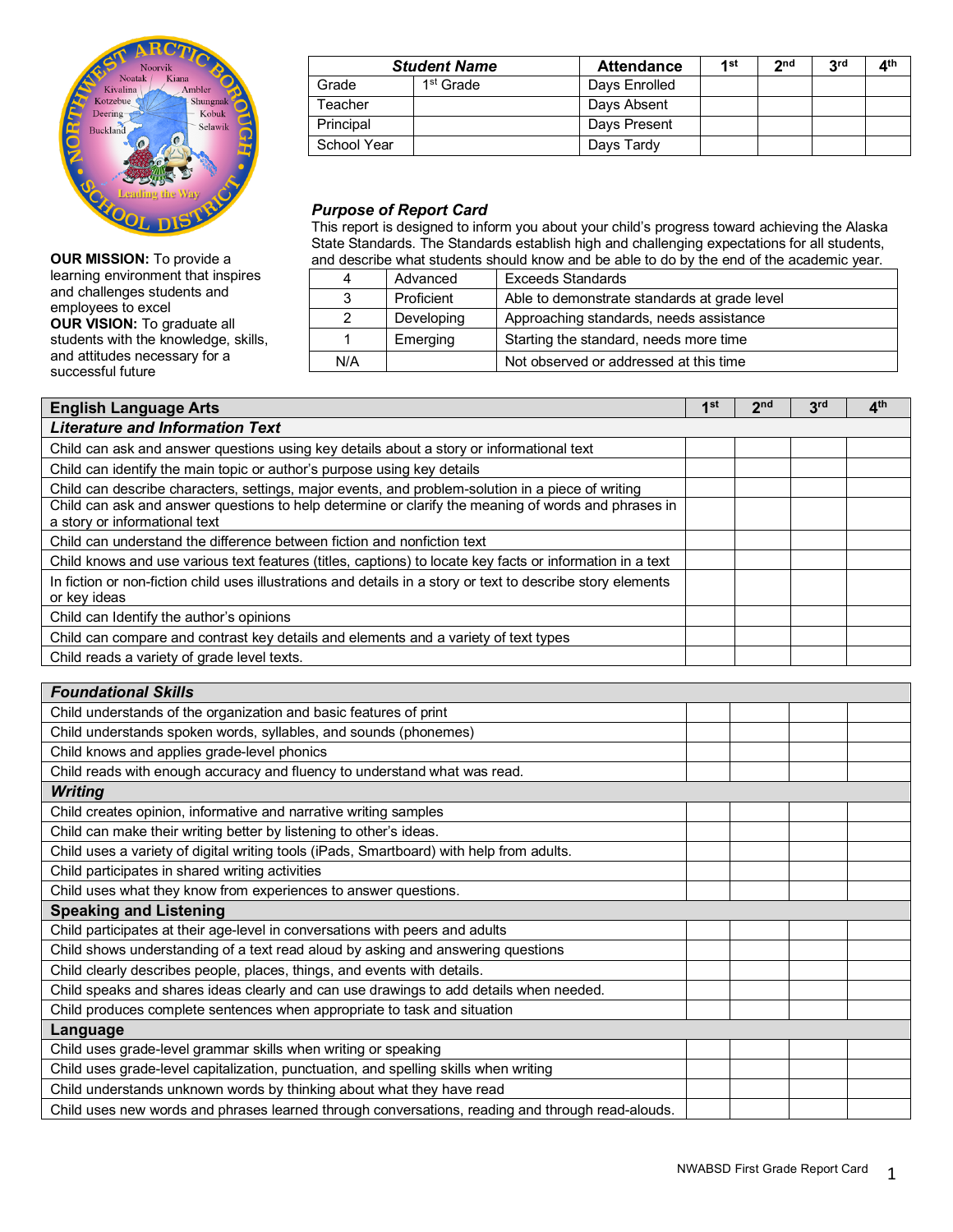| Student Name | | Attendance | 1st | 2nd | 3rd | 4th |
|---|---|---|---|---|---|---|
| Grade | 1st Grade | Days Enrolled | | | | |
| Teacher | | Days Absent | | | | |
| Principal | | Days Present | | | | |
| School Year | | Days Tardy | | | | |

**OUR MISSION:** To provide a learning environment that inspires and challenges students and employees to excel

**OUR VISION:** To graduate all students with the knowledge, skills, and attitudes necessary for a successful future

### *Purpose of Report Card*

This report is designed to inform you about your child's progress toward achieving the Alaska State Standards. The Standards establish high and challenging expectations for all students, and describe what students should know and be able to do by the end of the academic year.

| | | |
|---|---|---|
| 4 | Advanced | Exceeds Standards |
| 3 | Proficient | Able to demonstrate standards at grade level |
| 2 | Developing | Approaching standards, needs assistance |
| 1 | Emerging | Starting the standard, needs more time |
| N/A | | Not observed or addressed at this time |

| **English Language Arts** | **1st** | **2nd** | **3rd** | **4th** |
|---|---|---|---|---|
| ***Literature and Information Text*** | | | | |
| Child can ask and answer questions using key details about a story or informational text | | | | |
| Child can identify the main topic or author's purpose using key details | | | | |
| Child can describe characters, settings, major events, and problem-solution in a piece of writing | | | | |
| Child can ask and answer questions to help determine or clarify the meaning of words and phrases in a story or informational text | | | | |
| Child can understand the difference between fiction and nonfiction text | | | | |
| Child knows and use various text features (titles, captions) to locate key facts or information in a text | | | | |
| In fiction or non-fiction child uses illustrations and details in a story or text to describe story elements or key ideas | | | | |
| Child can Identify the author's opinions | | | | |
| Child can compare and contrast key details and elements and a variety of text types | | | | |
| Child reads a variety of grade level texts. | | | | |

| ***Foundational Skills*** | | | | |
|---|---|---|---|---|
| Child understands of the organization and basic features of print | | | | |
| Child understands spoken words, syllables, and sounds (phonemes) | | | | |
| Child knows and applies grade-level phonics | | | | |
| Child reads with enough accuracy and fluency to understand what was read. | | | | |
| ***Writing*** | | | | |
| Child creates opinion, informative and narrative writing samples | | | | |
| Child can make their writing better by listening to other's ideas. | | | | |
| Child uses a variety of digital writing tools (iPads, Smartboard) with help from adults. | | | | |
| Child participates in shared writing activities | | | | |
| Child uses what they know from experiences to answer questions. | | | | |
| **Speaking and Listening** | | | | |
| Child participates at their age-level in conversations with peers and adults | | | | |
| Child shows understanding of a text read aloud by asking and answering questions | | | | |
| Child clearly describes people, places, things, and events with details. | | | | |
| Child speaks and shares ideas clearly and can use drawings to add details when needed. | | | | |
| Child produces complete sentences when appropriate to task and situation | | | | |
| **Language** | | | | |
| Child uses grade-level grammar skills when writing or speaking | | | | |
| Child uses grade-level capitalization, punctuation, and spelling skills when writing | | | | |
| Child understands unknown words by thinking about what they have read | | | | |
| Child uses new words and phrases learned through conversations, reading and through read-alouds. | | | | |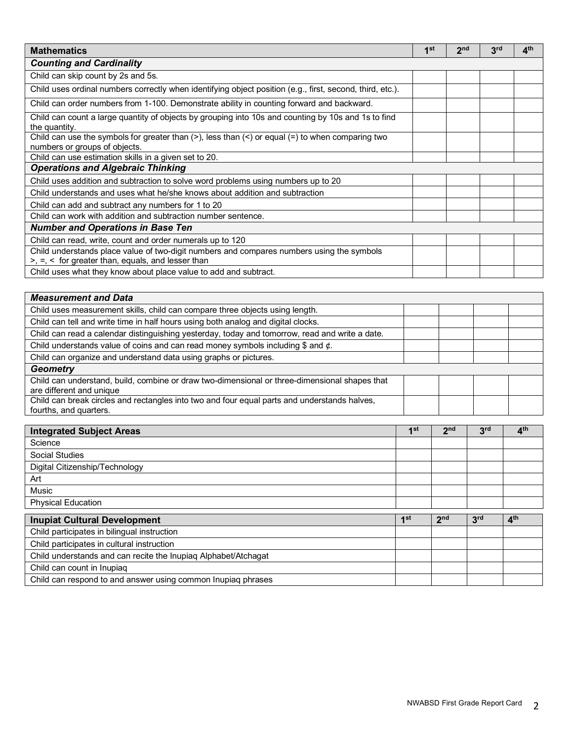| Mathematics | 1st | 2nd | 3rd | 4th |
|---|---|---|---|---|
| ***Counting and Cardinality*** | | | | |
| Child can skip count by 2s and 5s. | | | | |
| Child uses ordinal numbers correctly when identifying object position (e.g., first, second, third, etc.). | | | | |
| Child can order numbers from 1-100. Demonstrate ability in counting forward and backward. | | | | |
| Child can count a large quantity of objects by grouping into 10s and counting by 10s and 1s to find the quantity. | | | | |
| Child can use the symbols for greater than (>), less than (<) or equal (=) to when comparing two numbers or groups of objects. | | | | |
| Child can use estimation skills in a given set to 20. | | | | |
| ***Operations and Algebraic Thinking*** | | | | |
| Child uses addition and subtraction to solve word problems using numbers up to 20 | | | | |
| Child understands and uses what he/she knows about addition and subtraction | | | | |
| Child can add and subtract any numbers for 1 to 20 | | | | |
| Child can work with addition and subtraction number sentence. | | | | |
| ***Number and Operations in Base Ten*** | | | | |
| Child can read, write, count and order numerals up to 120 | | | | |
| Child understands place value of two-digit numbers and compares numbers using the symbols >, =, < for greater than, equals, and lesser than | | | | |
| Child uses what they know about place value to add and subtract. | | | | |

| ***Measurement and Data*** | | | | |
|---|---|---|---|---|
| Child uses measurement skills, child can compare three objects using length. | | | | |
| Child can tell and write time in half hours using both analog and digital clocks. | | | | |
| Child can read a calendar distinguishing yesterday, today and tomorrow, read and write a date. | | | | |
| Child understands value of coins and can read money symbols including $ and ¢. | | | | |
| Child can organize and understand data using graphs or pictures. | | | | |
| ***Geometry*** | | | | |
| Child can understand, build, combine or draw two-dimensional or three-dimensional shapes that are different and unique | | | | |
| Child can break circles and rectangles into two and four equal parts and understands halves, fourths, and quarters. | | | | |

| Integrated Subject Areas | 1st | 2nd | 3rd | 4th |
|---|---|---|---|---|
| Science | | | | |
| Social Studies | | | | |
| Digital Citizenship/Technology | | | | |
| Art | | | | |
| Music | | | | |
| Physical Education | | | | |

| Inupiat Cultural Development | 1st | 2nd | 3rd | 4th |
|---|---|---|---|---|
| Child participates in bilingual instruction | | | | |
| Child participates in cultural instruction | | | | |
| Child understands and can recite the Inupiaq Alphabet/Atchagat | | | | |
| Child can count in Inupiaq | | | | |
| Child can respond to and answer using common Inupiaq phrases | | | | |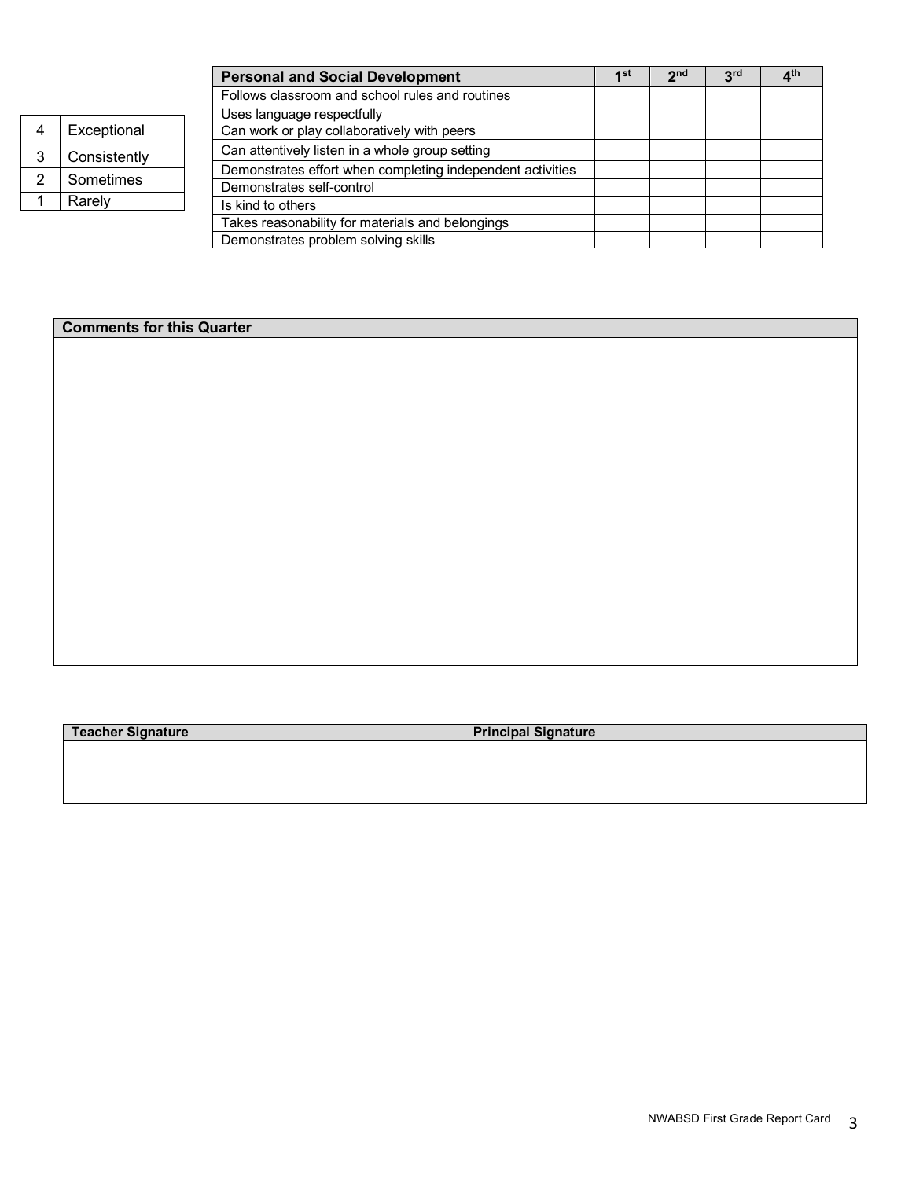| | |
|---|---|
| 4 | Exceptional |
| 3 | Consistently |
| 2 | Sometimes |
| 1 | Rarely |

| Personal and Social Development | 1st | 2nd | 3rd | 4th |
|---|---|---|---|---|
| Follows classroom and school rules and routines | | | | |
| Uses language respectfully | | | | |
| Can work or play collaboratively with peers | | | | |
| Can attentively listen in a whole group setting | | | | |
| Demonstrates effort when completing independent activities | | | | |
| Demonstrates self-control | | | | |
| Is kind to others | | | | |
| Takes reasonability for materials and belongings | | | | |
| Demonstrates problem solving skills | | | | |

| Comments for this Quarter |
|---|
| |

| Teacher Signature | Principal Signature |
|---|---|
| | |